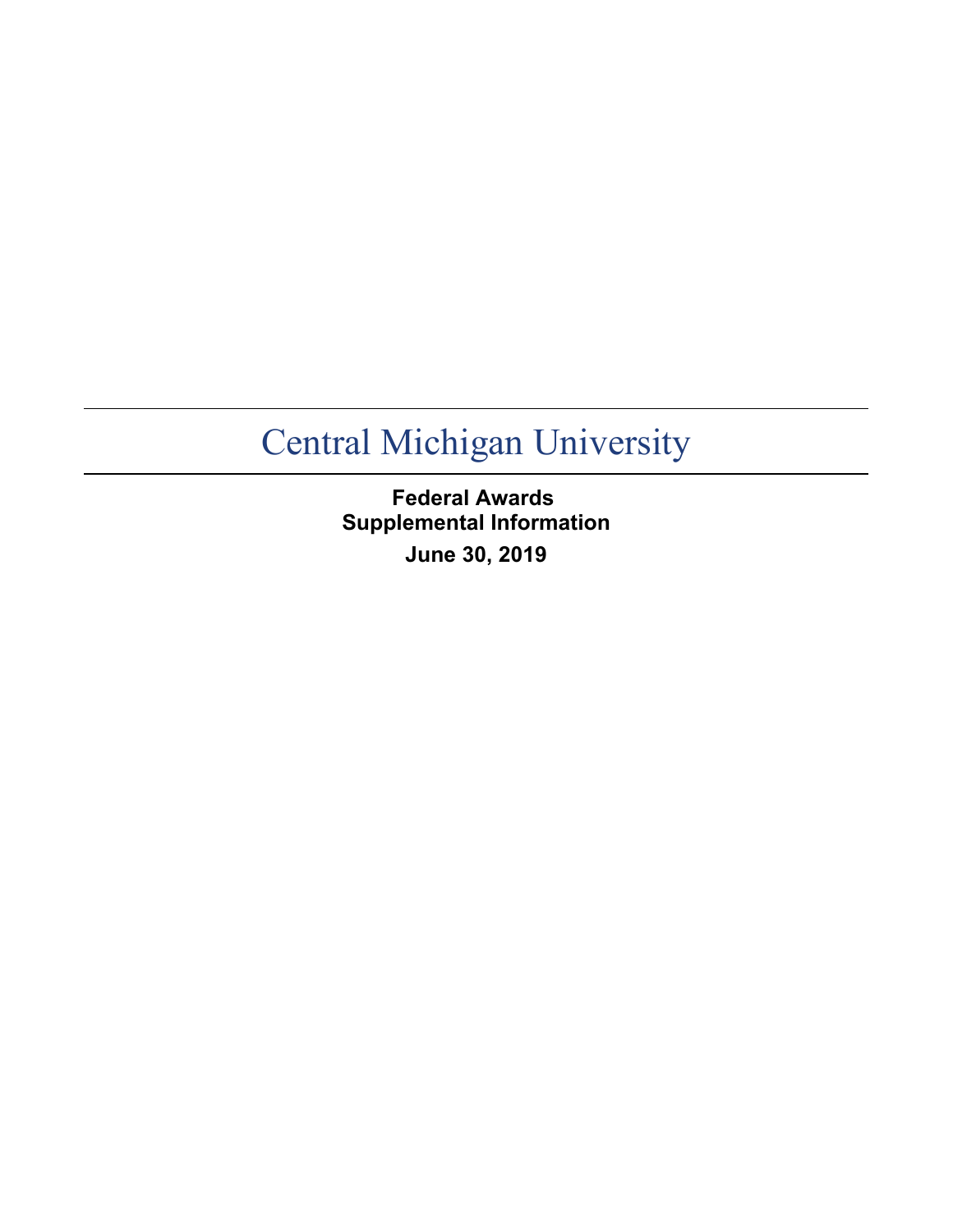# Central Michigan University

**Federal Awards**
**Supplemental Information**

**June 30, 2019**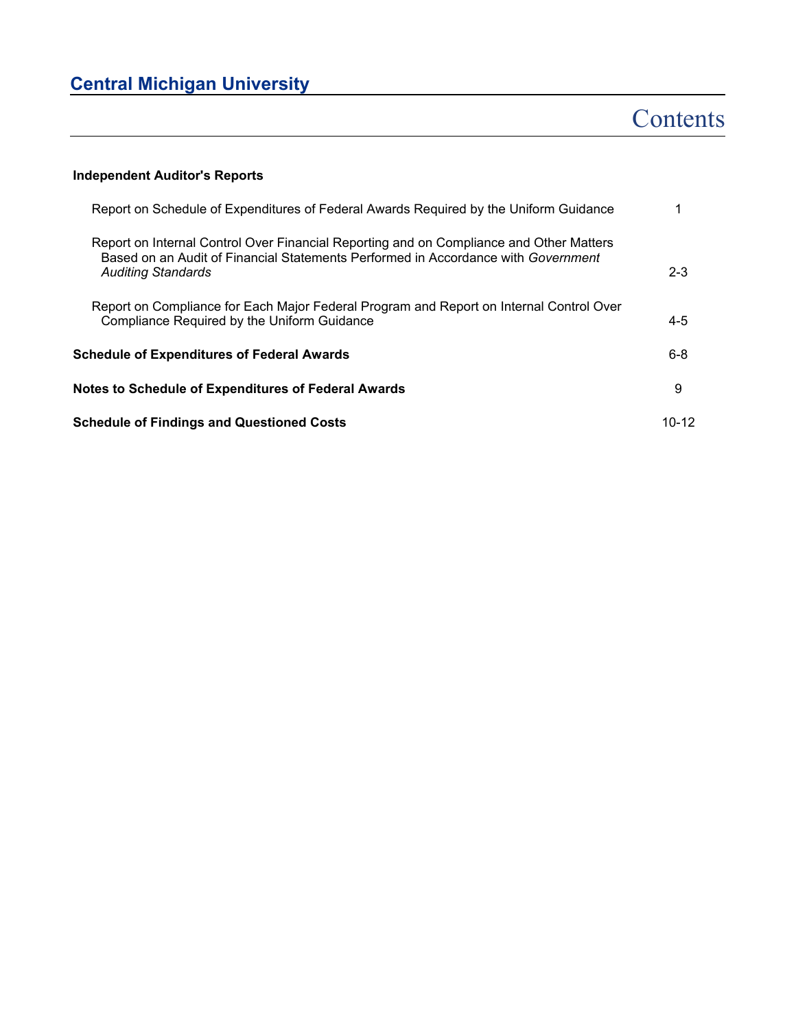## Central Michigan University

# Contents

| | |
|---|---|
| **Independent Auditor's Reports** | |
| Report on Schedule of Expenditures of Federal Awards Required by the Uniform Guidance | 1 |
| Report on Internal Control Over Financial Reporting and on Compliance and Other Matters Based on an Audit of Financial Statements Performed in Accordance with *Government Auditing Standards* | 2-3 |
| Report on Compliance for Each Major Federal Program and Report on Internal Control Over Compliance Required by the Uniform Guidance | 4-5 |
| **Schedule of Expenditures of Federal Awards** | 6-8 |
| **Notes to Schedule of Expenditures of Federal Awards** | 9 |
| **Schedule of Findings and Questioned Costs** | 10-12 |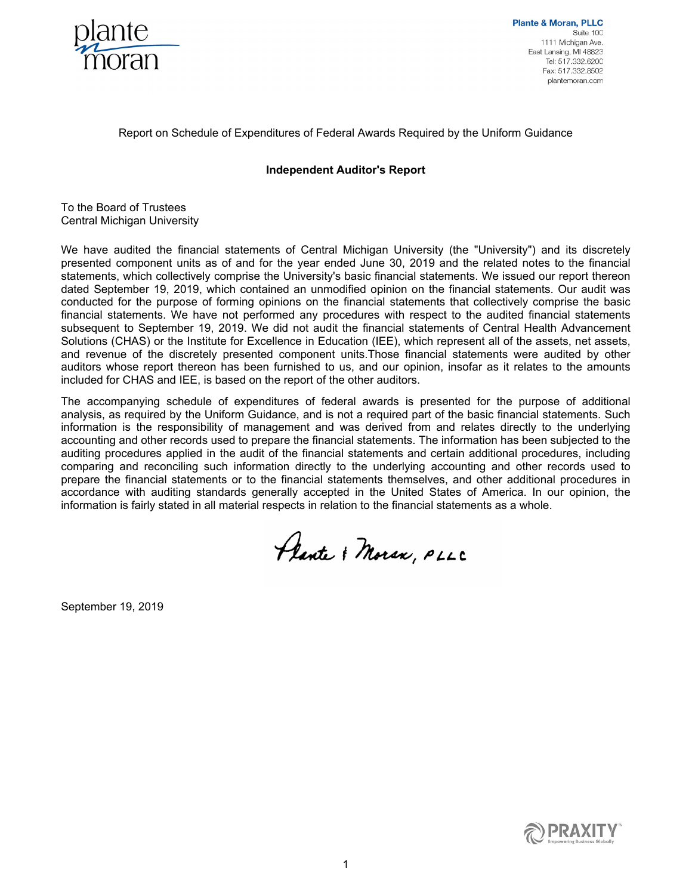Plante & Moran, PLLC
Suite 100
1111 Michigan Ave.
East Lansing, MI 48823
Tel: 517.332.6200
Fax: 517.332.8502
plantemoran.com

Report on Schedule of Expenditures of Federal Awards Required by the Uniform Guidance

**Independent Auditor's Report**

To the Board of Trustees
Central Michigan University

We have audited the financial statements of Central Michigan University (the "University") and its discretely presented component units as of and for the year ended June 30, 2019 and the related notes to the financial statements, which collectively comprise the University's basic financial statements. We issued our report thereon dated September 19, 2019, which contained an unmodified opinion on the financial statements. Our audit was conducted for the purpose of forming opinions on the financial statements that collectively comprise the basic financial statements. We have not performed any procedures with respect to the audited financial statements subsequent to September 19, 2019. We did not audit the financial statements of Central Health Advancement Solutions (CHAS) or the Institute for Excellence in Education (IEE), which represent all of the assets, net assets, and revenue of the discretely presented component units.Those financial statements were audited by other auditors whose report thereon has been furnished to us, and our opinion, insofar as it relates to the amounts included for CHAS and IEE, is based on the report of the other auditors.

The accompanying schedule of expenditures of federal awards is presented for the purpose of additional analysis, as required by the Uniform Guidance, and is not a required part of the basic financial statements. Such information is the responsibility of management and was derived from and relates directly to the underlying accounting and other records used to prepare the financial statements. The information has been subjected to the auditing procedures applied in the audit of the financial statements and certain additional procedures, including comparing and reconciling such information directly to the underlying accounting and other records used to prepare the financial statements or to the financial statements themselves, and other additional procedures in accordance with auditing standards generally accepted in the United States of America. In our opinion, the information is fairly stated in all material respects in relation to the financial statements as a whole.

Plante & Moran, PLLC

September 19, 2019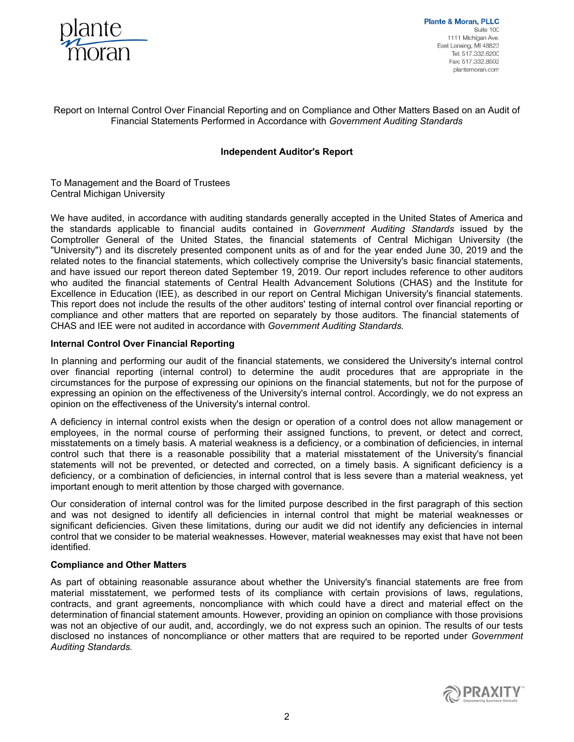Plante & Moran, PLLC
Suite 100
1111 Michigan Ave.
East Lansing, MI 48823
Tel: 517.332.6200
Fax: 517.332.8502
plantemoran.com

Report on Internal Control Over Financial Reporting and on Compliance and Other Matters Based on an Audit of Financial Statements Performed in Accordance with *Government Auditing Standards*

## Independent Auditor's Report

To Management and the Board of Trustees
Central Michigan University

We have audited, in accordance with auditing standards generally accepted in the United States of America and the standards applicable to financial audits contained in *Government Auditing Standards* issued by the Comptroller General of the United States, the financial statements of Central Michigan University (the "University") and its discretely presented component units as of and for the year ended June 30, 2019 and the related notes to the financial statements, which collectively comprise the University's basic financial statements, and have issued our report thereon dated September 19, 2019. Our report includes reference to other auditors who audited the financial statements of Central Health Advancement Solutions (CHAS) and the Institute for Excellence in Education (IEE), as described in our report on Central Michigan University's financial statements. This report does not include the results of the other auditors' testing of internal control over financial reporting or compliance and other matters that are reported on separately by those auditors. The financial statements of CHAS and IEE were not audited in accordance with *Government Auditing Standards.*

### Internal Control Over Financial Reporting

In planning and performing our audit of the financial statements, we considered the University's internal control over financial reporting (internal control) to determine the audit procedures that are appropriate in the circumstances for the purpose of expressing our opinions on the financial statements, but not for the purpose of expressing an opinion on the effectiveness of the University's internal control. Accordingly, we do not express an opinion on the effectiveness of the University's internal control.

A deficiency in internal control exists when the design or operation of a control does not allow management or employees, in the normal course of performing their assigned functions, to prevent, or detect and correct, misstatements on a timely basis. A material weakness is a deficiency, or a combination of deficiencies, in internal control such that there is a reasonable possibility that a material misstatement of the University's financial statements will not be prevented, or detected and corrected, on a timely basis. A significant deficiency is a deficiency, or a combination of deficiencies, in internal control that is less severe than a material weakness, yet important enough to merit attention by those charged with governance.

Our consideration of internal control was for the limited purpose described in the first paragraph of this section and was not designed to identify all deficiencies in internal control that might be material weaknesses or significant deficiencies. Given these limitations, during our audit we did not identify any deficiencies in internal control that we consider to be material weaknesses. However, material weaknesses may exist that have not been identified.

### Compliance and Other Matters

As part of obtaining reasonable assurance about whether the University's financial statements are free from material misstatement, we performed tests of its compliance with certain provisions of laws, regulations, contracts, and grant agreements, noncompliance with which could have a direct and material effect on the determination of financial statement amounts. However, providing an opinion on compliance with those provisions was not an objective of our audit, and, accordingly, we do not express such an opinion. The results of our tests disclosed no instances of noncompliance or other matters that are required to be reported under *Government Auditing Standards.*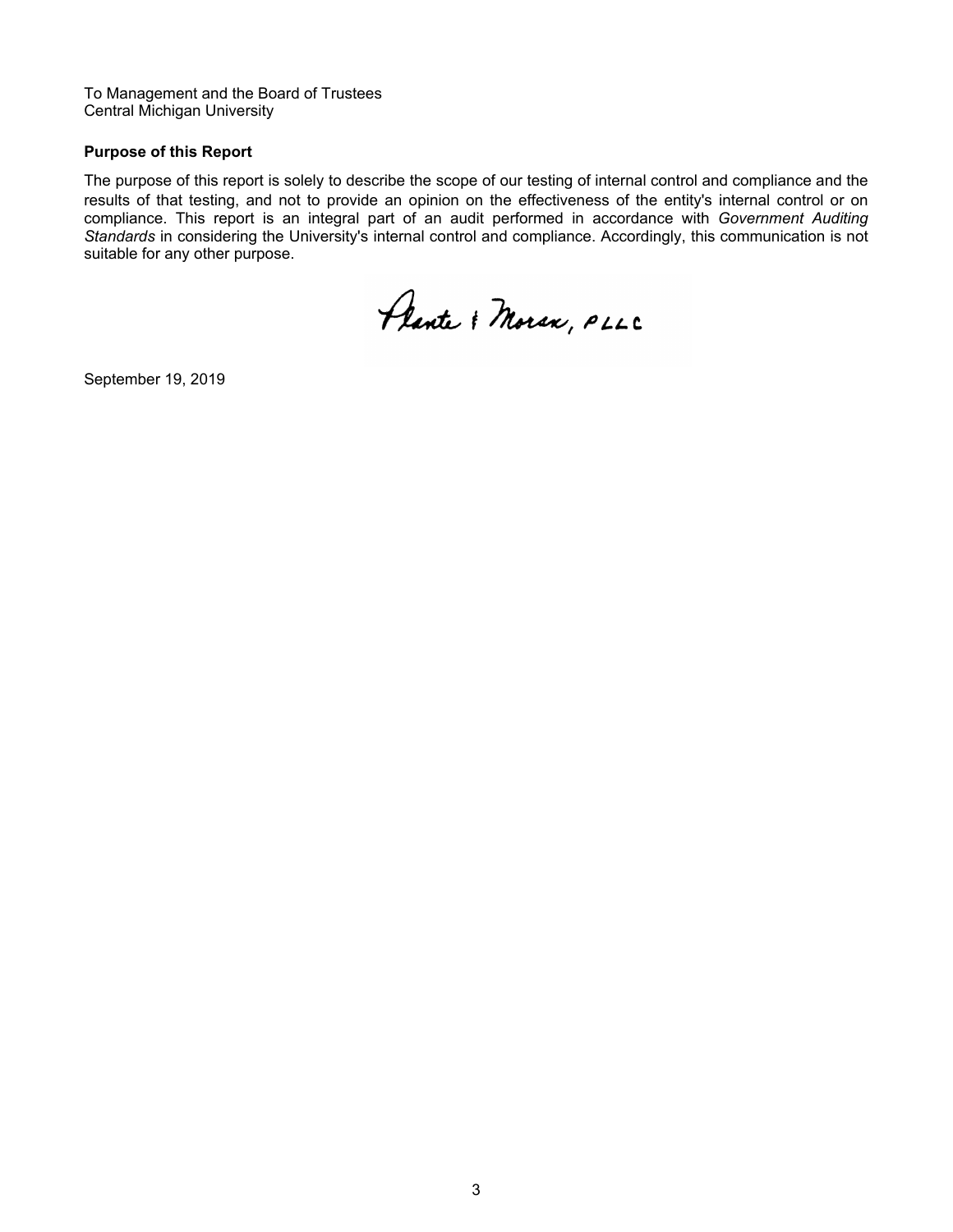To Management and the Board of Trustees
Central Michigan University

**Purpose of this Report**

The purpose of this report is solely to describe the scope of our testing of internal control and compliance and the results of that testing, and not to provide an opinion on the effectiveness of the entity's internal control or on compliance. This report is an integral part of an audit performed in accordance with *Government Auditing Standards* in considering the University's internal control and compliance. Accordingly, this communication is not suitable for any other purpose.

Plante & Moran, PLLC

September 19, 2019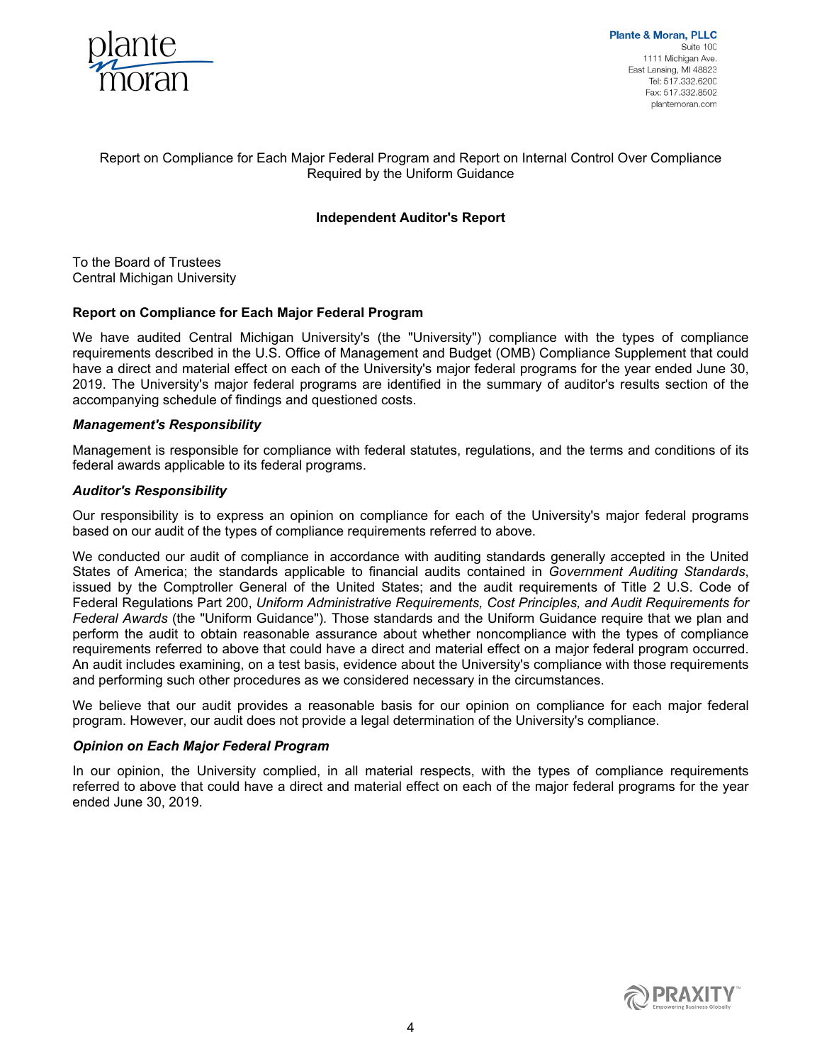Plante & Moran, PLLC
Suite 100
1111 Michigan Ave.
East Lansing, MI 48823
Tel: 517.332.6200
Fax: 517.332.8502
plantemoran.com

Report on Compliance for Each Major Federal Program and Report on Internal Control Over Compliance Required by the Uniform Guidance

## Independent Auditor's Report

To the Board of Trustees
Central Michigan University

### Report on Compliance for Each Major Federal Program

We have audited Central Michigan University's (the "University") compliance with the types of compliance requirements described in the U.S. Office of Management and Budget (OMB) Compliance Supplement that could have a direct and material effect on each of the University's major federal programs for the year ended June 30, 2019. The University's major federal programs are identified in the summary of auditor's results section of the accompanying schedule of findings and questioned costs.

#### *Management's Responsibility*

Management is responsible for compliance with federal statutes, regulations, and the terms and conditions of its federal awards applicable to its federal programs.

#### *Auditor's Responsibility*

Our responsibility is to express an opinion on compliance for each of the University's major federal programs based on our audit of the types of compliance requirements referred to above.

We conducted our audit of compliance in accordance with auditing standards generally accepted in the United States of America; the standards applicable to financial audits contained in *Government Auditing Standards*, issued by the Comptroller General of the United States; and the audit requirements of Title 2 U.S. Code of Federal Regulations Part 200, *Uniform Administrative Requirements, Cost Principles, and Audit Requirements for Federal Awards* (the "Uniform Guidance"). Those standards and the Uniform Guidance require that we plan and perform the audit to obtain reasonable assurance about whether noncompliance with the types of compliance requirements referred to above that could have a direct and material effect on a major federal program occurred. An audit includes examining, on a test basis, evidence about the University's compliance with those requirements and performing such other procedures as we considered necessary in the circumstances.

We believe that our audit provides a reasonable basis for our opinion on compliance for each major federal program. However, our audit does not provide a legal determination of the University's compliance.

#### *Opinion on Each Major Federal Program*

In our opinion, the University complied, in all material respects, with the types of compliance requirements referred to above that could have a direct and material effect on each of the major federal programs for the year ended June 30, 2019.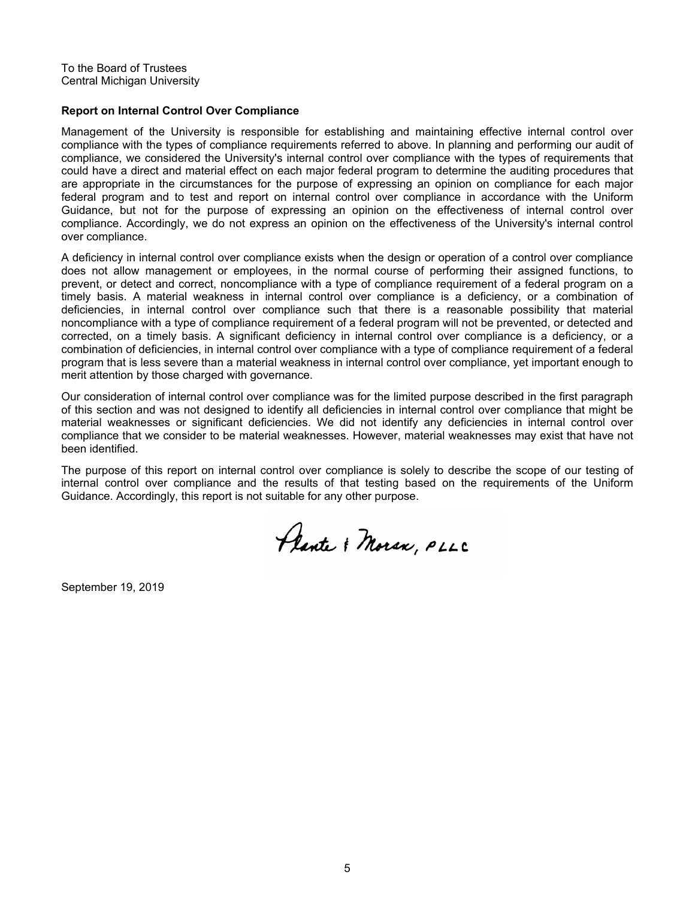To the Board of Trustees
Central Michigan University

**Report on Internal Control Over Compliance**

Management of the University is responsible for establishing and maintaining effective internal control over compliance with the types of compliance requirements referred to above. In planning and performing our audit of compliance, we considered the University's internal control over compliance with the types of requirements that could have a direct and material effect on each major federal program to determine the auditing procedures that are appropriate in the circumstances for the purpose of expressing an opinion on compliance for each major federal program and to test and report on internal control over compliance in accordance with the Uniform Guidance, but not for the purpose of expressing an opinion on the effectiveness of internal control over compliance. Accordingly, we do not express an opinion on the effectiveness of the University's internal control over compliance.

A deficiency in internal control over compliance exists when the design or operation of a control over compliance does not allow management or employees, in the normal course of performing their assigned functions, to prevent, or detect and correct, noncompliance with a type of compliance requirement of a federal program on a timely basis. A material weakness in internal control over compliance is a deficiency, or a combination of deficiencies, in internal control over compliance such that there is a reasonable possibility that material noncompliance with a type of compliance requirement of a federal program will not be prevented, or detected and corrected, on a timely basis. A significant deficiency in internal control over compliance is a deficiency, or a combination of deficiencies, in internal control over compliance with a type of compliance requirement of a federal program that is less severe than a material weakness in internal control over compliance, yet important enough to merit attention by those charged with governance.

Our consideration of internal control over compliance was for the limited purpose described in the first paragraph of this section and was not designed to identify all deficiencies in internal control over compliance that might be material weaknesses or significant deficiencies. We did not identify any deficiencies in internal control over compliance that we consider to be material weaknesses. However, material weaknesses may exist that have not been identified.

The purpose of this report on internal control over compliance is solely to describe the scope of our testing of internal control over compliance and the results of that testing based on the requirements of the Uniform Guidance. Accordingly, this report is not suitable for any other purpose.

Plante & Moran, PLLC

September 19, 2019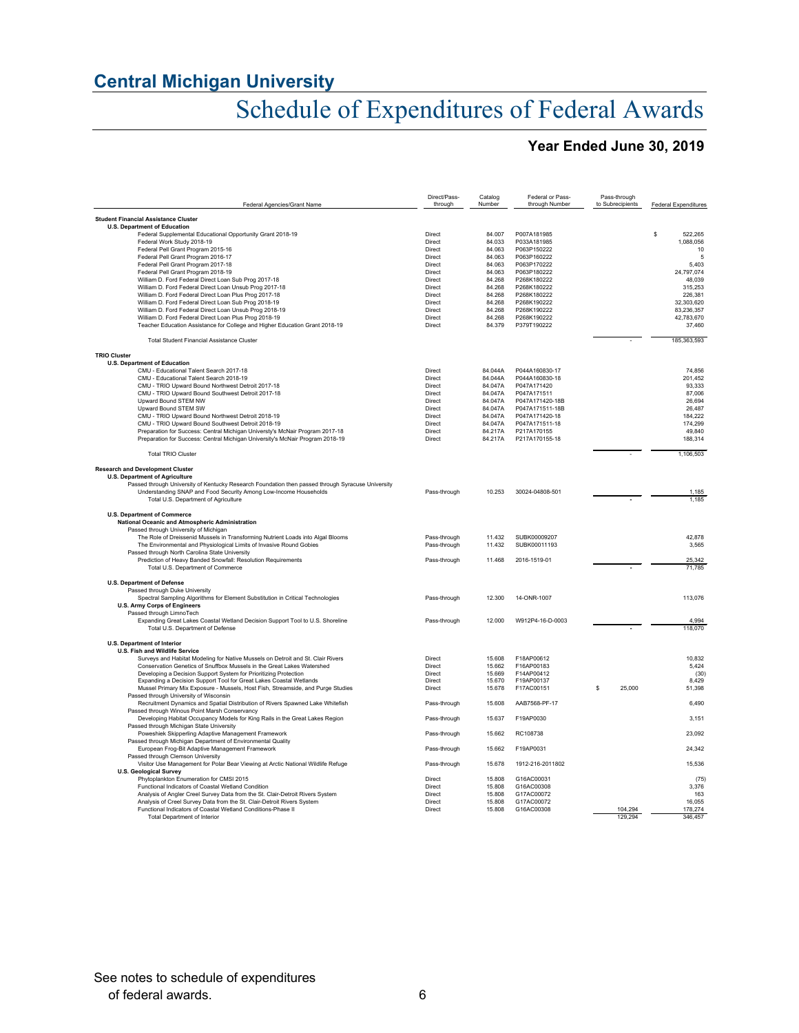## Central Michigan University

# Schedule of Expenditures of Federal Awards

### Year Ended June 30, 2019

| Federal Agencies/Grant Name | Direct/Pass-through | Catalog Number | Federal or Pass-through Number | Pass-through to Subrecipients | Federal Expenditures |
|---|---|---|---|---|---|
| **Student Financial Assistance Cluster** | | | | | |
| **U.S. Department of Education** | | | | | |
| Federal Supplemental Educational Opportunity Grant 2018-19 | Direct | 84.007 | P007A181985 | | $ 522,265 |
| Federal Work Study 2018-19 | Direct | 84.033 | P033A181985 | | 1,088,056 |
| Federal Pell Grant Program 2015-16 | Direct | 84.063 | P063P150222 | | 10 |
| Federal Pell Grant Program 2016-17 | Direct | 84.063 | P063P160222 | | 5 |
| Federal Pell Grant Program 2017-18 | Direct | 84.063 | P063P170222 | | 5,403 |
| Federal Pell Grant Program 2018-19 | Direct | 84.063 | P063P180222 | | 24,797,074 |
| William D. Ford Federal Direct Loan Sub Prog 2017-18 | Direct | 84.268 | P268K180222 | | 48,039 |
| William D. Ford Federal Direct Loan Unsub Prog 2017-18 | Direct | 84.268 | P268K180222 | | 315,253 |
| William D. Ford Federal Direct Loan Plus Prog 2017-18 | Direct | 84.268 | P268K180222 | | 226,381 |
| William D. Ford Federal Direct Loan Sub Prog 2018-19 | Direct | 84.268 | P268K190222 | | 32,303,620 |
| William D. Ford Federal Direct Loan Unsub Prog 2018-19 | Direct | 84.268 | P268K190222 | | 83,236,357 |
| William D. Ford Federal Direct Loan Plus Prog 2018-19 | Direct | 84.268 | P268K190222 | | 42,783,670 |
| Teacher Education Assistance for College and Higher Education Grant 2018-19 | Direct | 84.379 | P379T190222 | | 37,460 |
| Total Student Financial Assistance Cluster | | | | - | 185,363,593 |
| **TRIO Cluster** | | | | | |
| **U.S. Department of Education** | | | | | |
| CMU - Educational Talent Search 2017-18 | Direct | 84.044A | P044A160830-17 | | 74,856 |
| CMU - Educational Talent Search 2018-19 | Direct | 84.044A | P044A160830-18 | | 201,452 |
| CMU - TRIO Upward Bound Northwest Detroit 2017-18 | Direct | 84.047A | P047A171420 | | 93,333 |
| CMU - TRIO Upward Bound Southwest Detroit 2017-18 | Direct | 84.047A | P047A171511 | | 87,006 |
| Upward Bound STEM NW | Direct | 84.047A | P047A171420-18B | | 26,694 |
| Upward Bound STEM SW | Direct | 84.047A | P047A171511-18B | | 26,487 |
| CMU - TRIO Upward Bound Northwest Detroit 2018-19 | Direct | 84.047A | P047A171420-18 | | 184,222 |
| CMU - TRIO Upward Bound Southwest Detroit 2018-19 | Direct | 84.047A | P047A171511-18 | | 174,299 |
| Preparation for Success: Central Michigan University's McNair Program 2017-18 | Direct | 84.217A | P217A170155 | | 49,840 |
| Preparation for Success: Central Michigan University's McNair Program 2018-19 | Direct | 84.217A | P217A170155-18 | | 188,314 |
| Total TRIO Cluster | | | | - | 1,106,503 |
| **Research and Development Cluster** | | | | | |
| **U.S. Department of Agriculture** | | | | | |
| Passed through University of Kentucky Research Foundation then passed through Syracuse University | | | | | |
| Understanding SNAP and Food Security Among Low-Income Households | Pass-through | 10.253 | 30024-04808-501 | | 1,185 |
| Total U.S. Department of Agriculture | | | | - | 1,185 |
| **U.S. Department of Commerce** | | | | | |
| **National Oceanic and Atmospheric Administration** | | | | | |
| Passed through University of Michigan | | | | | |
| The Role of Dreissenid Mussels in Transforming Nutrient Loads into Algal Blooms | Pass-through | 11.432 | SUBK00009207 | | 42,878 |
| The Environmental and Physiological Limits of Invasive Round Gobies | Pass-through | 11.432 | SUBK00011193 | | 3,565 |
| Passed through North Carolina State University | | | | | |
| Prediction of Heavy Banded Snowfall: Resolution Requirements | Pass-through | 11.468 | 2016-1519-01 | | 25,342 |
| Total U.S. Department of Commerce | | | | - | 71,785 |
| **U.S. Department of Defense** | | | | | |
| Passed through Duke University | | | | | |
| Spectral Sampling Algorithms for Element Substitution in Critical Technologies | Pass-through | 12.300 | 14-ONR-1007 | | 113,076 |
| **U.S. Army Corps of Engineers** | | | | | |
| Passed through LimnoTech | | | | | |
| Expanding Great Lakes Coastal Wetland Decision Support Tool to U.S. Shoreline | Pass-through | 12.000 | W912P4-16-D-0003 | | 4,994 |
| Total U.S. Department of Defense | | | | - | 118,070 |
| **U.S. Department of Interior** | | | | | |
| **U.S. Fish and Wildlife Service** | | | | | |
| Surveys and Habitat Modeling for Native Mussels on Detroit and St. Clair Rivers | Direct | 15.608 | F18AP00612 | | 10,832 |
| Conservation Genetics of Snuffbox Mussels in the Great Lakes Watershed | Direct | 15.662 | F16AP00183 | | 5,424 |
| Developing a Decision Support System for Prioritizing Protection | Direct | 15.669 | F14AP00412 | | (30) |
| Expanding a Decision Support Tool for Great Lakes Coastal Wetlands | Direct | 15.670 | F19AP00137 | | 8,429 |
| Mussel Primary Mix Exposure - Mussels, Host Fish, Streamside, and Purge Studies | Direct | 15.678 | F17AC00151 | $ 25,000 | 51,398 |
| Passed through University of Wisconsin | | | | | |
| Recruitment Dynamics and Spatial Distribution of Rivers Spawned Lake Whitefish | Pass-through | 15.608 | AAB7568-PF-17 | | 6,490 |
| Passed through Winous Point Marsh Conservancy | | | | | |
| Developing Habitat Occupancy Models for King Rails in the Great Lakes Region | Pass-through | 15.637 | F19AP0030 | | 3,151 |
| Passed through Michigan State University | | | | | |
| Poweshiek Skipperling Adaptive Management Framework | Pass-through | 15.662 | RC108738 | | 23,092 |
| Passed through Michigan Department of Environmental Quality | | | | | |
| European Frog-Bit Adaptive Management Framework | Pass-through | 15.662 | F19AP0031 | | 24,342 |
| Passed through Clemson University | | | | | |
| Visitor Use Management for Polar Bear Viewing at Arctic National Wildlife Refuge | Pass-through | 15.678 | 1912-216-2011802 | | 15,536 |
| **U.S. Geological Survey** | | | | | |
| Phytoplankton Enumeration for CMSI 2015 | Direct | 15.808 | G16AC00031 | | (75) |
| Functional Indicators of Coastal Wetland Condition | Direct | 15.808 | G16AC00308 | | 3,376 |
| Analysis of Angler Creel Survey Data from the St. Clair-Detroit Rivers System | Direct | 15.808 | G17AC00072 | | 163 |
| Analysis of Creel Survey Data from the St. Clair-Detroit Rivers System | Direct | 15.808 | G17AC00072 | | 16,055 |
| Functional Indicators of Coastal Wetland Conditions-Phase II | Direct | 15.808 | G16AC00308 | 104,294 | 178,274 |
| Total Department of Interior | | | | 129,294 | 346,457 |

See notes to schedule of expenditures of federal awards.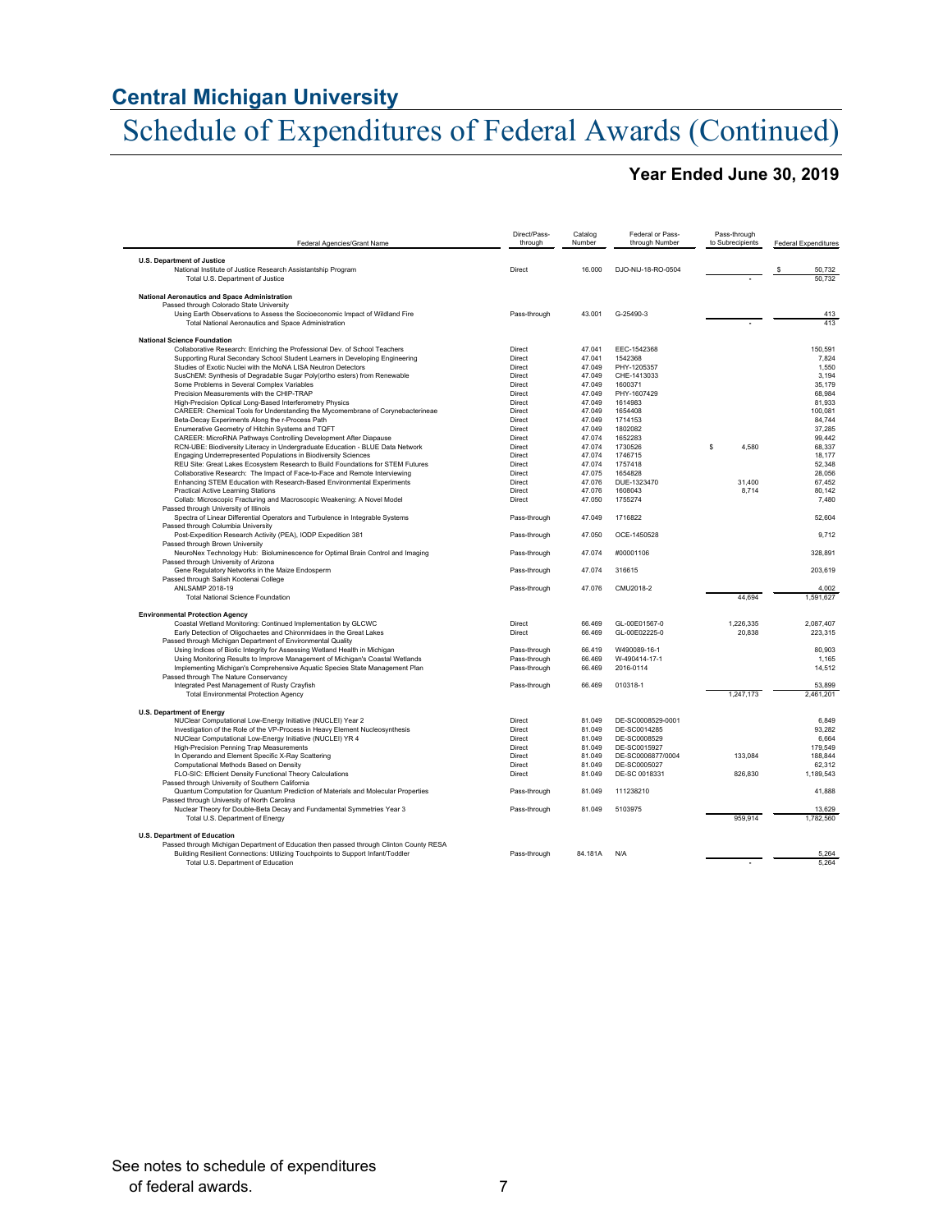## Central Michigan University

# Schedule of Expenditures of Federal Awards (Continued)

### Year Ended June 30, 2019

| Federal Agencies/Grant Name | Direct/Pass-through | Catalog Number | Federal or Pass-through Number | Pass-through to Subrecipients | Federal Expenditures |
|---|---|---|---|---|---|
| **U.S. Department of Justice** | | | | | |
| National Institute of Justice Research Assistantship Program | Direct | 16.000 | DJO-NIJ-18-RO-0504 | | $ 50,732 |
| Total U.S. Department of Justice | | | | - | 50,732 |
| **National Aeronautics and Space Administration** | | | | | |
| Passed through Colorado State University | | | | | |
| Using Earth Observations to Assess the Socioeconomic Impact of Wildland Fire | Pass-through | 43.001 | G-25490-3 | | 413 |
| Total National Aeronautics and Space Administration | | | | - | 413 |
| **National Science Foundation** | | | | | |
| Collaborative Research: Enriching the Professional Dev. of School Teachers | Direct | 47.041 | EEC-1542368 | | 150,591 |
| Supporting Rural Secondary School Student Learners in Developing Engineering | Direct | 47.041 | 1542368 | | 7,824 |
| Studies of Exotic Nuclei with the MoNA LISA Neutron Detectors | Direct | 47.049 | PHY-1205357 | | 1,550 |
| SusChEM: Synthesis of Degradable Sugar Poly(ortho esters) from Renewable | Direct | 47.049 | CHE-1413033 | | 3,194 |
| Some Problems in Several Complex Variables | Direct | 47.049 | 1600371 | | 35,179 |
| Precision Measurements with the CHIP-TRAP | Direct | 47.049 | PHY-1607429 | | 68,984 |
| High-Precision Optical Long-Based Interferometry Physics | Direct | 47.049 | 1614983 | | 81,933 |
| CAREER: Chemical Tools for Understanding the Mycomembrane of Corynebacterineae | Direct | 47.049 | 1654408 | | 100,081 |
| Beta-Decay Experiments Along the r-Process Path | Direct | 47.049 | 1714153 | | 84,744 |
| Enumerative Geometry of Hitchin Systems and TQFT | Direct | 47.049 | 1802082 | | 37,285 |
| CAREER: MicroRNA Pathways Controlling Development After Diapause | Direct | 47.074 | 1652283 | | 99,442 |
| RCN-UBE: Biodiversity Literacy in Undergraduate Education - BLUE Data Network | Direct | 47.074 | 1730526 | $ 4,580 | 68,337 |
| Engaging Underrepresented Populations in Biodiversity Sciences | Direct | 47.074 | 1746715 | | 18,177 |
| REU Site: Great Lakes Ecosystem Research to Build Foundations for STEM Futures | Direct | 47.074 | 1757418 | | 52,348 |
| Collaborative Research: The Impact of Face-to-Face and Remote Interviewing | Direct | 47.075 | 1654828 | | 28,056 |
| Enhancing STEM Education with Research-Based Environmental Experiments | Direct | 47.076 | DUE-1323470 | 31,400 | 67,452 |
| Practical Active Learning Stations | Direct | 47.076 | 1608043 | 8,714 | 80,142 |
| Collab: Microscopic Fracturing and Macroscopic Weakening: A Novel Model | Direct | 47.050 | 1755274 | | 7,480 |
| Passed through University of Illinois | | | | | |
| Spectra of Linear Differential Operators and Turbulence in Integrable Systems | Pass-through | 47.049 | 1716822 | | 52,604 |
| Passed through Columbia University | | | | | |
| Post-Expedition Research Activity (PEA), IODP Expedition 381 | Pass-through | 47.050 | OCE-1450528 | | 9,712 |
| Passed through Brown University | | | | | |
| NeuroNex Technology Hub: Bioluminescence for Optimal Brain Control and Imaging | Pass-through | 47.074 | #00001106 | | 328,891 |
| Passed through University of Arizona | | | | | |
| Gene Regulatory Networks in the Maize Endosperm | Pass-through | 47.074 | 316615 | | 203,619 |
| Passed through Salish Kootenai College | | | | | |
| ANLSAMP 2018-19 | Pass-through | 47.076 | CMU2018-2 | | 4,002 |
| Total National Science Foundation | | | | 44,694 | 1,591,627 |
| **Environmental Protection Agency** | | | | | |
| Coastal Wetland Monitoring: Continued Implementation by GLCWC | Direct | 66.469 | GL-00E01567-0 | 1,226,335 | 2,087,407 |
| Early Detection of Oligochaetes and Chironmidaes in the Great Lakes | Direct | 66.469 | GL-00E02225-0 | 20,838 | 223,315 |
| Passed through Michigan Department of Environmental Quality | | | | | |
| Using Indices of Biotic Integrity for Assessing Wetland Health in Michigan | Pass-through | 66.419 | W490089-16-1 | | 80,903 |
| Using Monitoring Results to Improve Management of Michigan's Coastal Wetlands | Pass-through | 66.469 | W-490414-17-1 | | 1,165 |
| Implementing Michigan's Comprehensive Aquatic Species State Management Plan | Pass-through | 66.469 | 2016-0114 | | 14,512 |
| Passed through The Nature Conservancy | | | | | |
| Integrated Pest Management of Rusty Crayfish | Pass-through | 66.469 | 010318-1 | | 53,899 |
| Total Environmental Protection Agency | | | | 1,247,173 | 2,461,201 |
| **U.S. Department of Energy** | | | | | |
| NUClear Computational Low-Energy Initiative (NUCLEI) Year 2 | Direct | 81.049 | DE-SC0008529-0001 | | 6,849 |
| Investigation of the Role of the VP-Process in Heavy Element Nucleosynthesis | Direct | 81.049 | DE-SC0014285 | | 93,282 |
| NUClear Computational Low-Energy Initiative (NUCLEI) YR 4 | Direct | 81.049 | DE-SC0008529 | | 6,664 |
| High-Precision Penning Trap Measurements | Direct | 81.049 | DE-SC0015927 | | 179,549 |
| In Operando and Element Specific X-Ray Scattering | Direct | 81.049 | DE-SC0006877/0004 | 133,084 | 188,844 |
| Computational Methods Based on Density | Direct | 81.049 | DE-SC0005027 | | 62,312 |
| FLO-SIC: Efficient Density Functional Theory Calculations | Direct | 81.049 | DE-SC 0018331 | 826,830 | 1,189,543 |
| Passed through University of Southern California | | | | | |
| Quantum Computation for Quantum Prediction of Materials and Molecular Properties | Pass-through | 81.049 | 111238210 | | 41,888 |
| Passed through University of North Carolina | | | | | |
| Nuclear Theory for Double-Beta Decay and Fundamental Symmetries Year 3 | Pass-through | 81.049 | 5103975 | | 13,629 |
| Total U.S. Department of Energy | | | | 959,914 | 1,782,560 |
| **U.S. Department of Education** | | | | | |
| Passed through Michigan Department of Education then passed through Clinton County RESA | | | | | |
| Building Resilient Connections: Utilizing Touchpoints to Support Infant/Toddler | Pass-through | 84.181A | N/A | | 5,264 |
| Total U.S. Department of Education | | | | - | 5,264 |

See notes to schedule of expenditures of federal awards.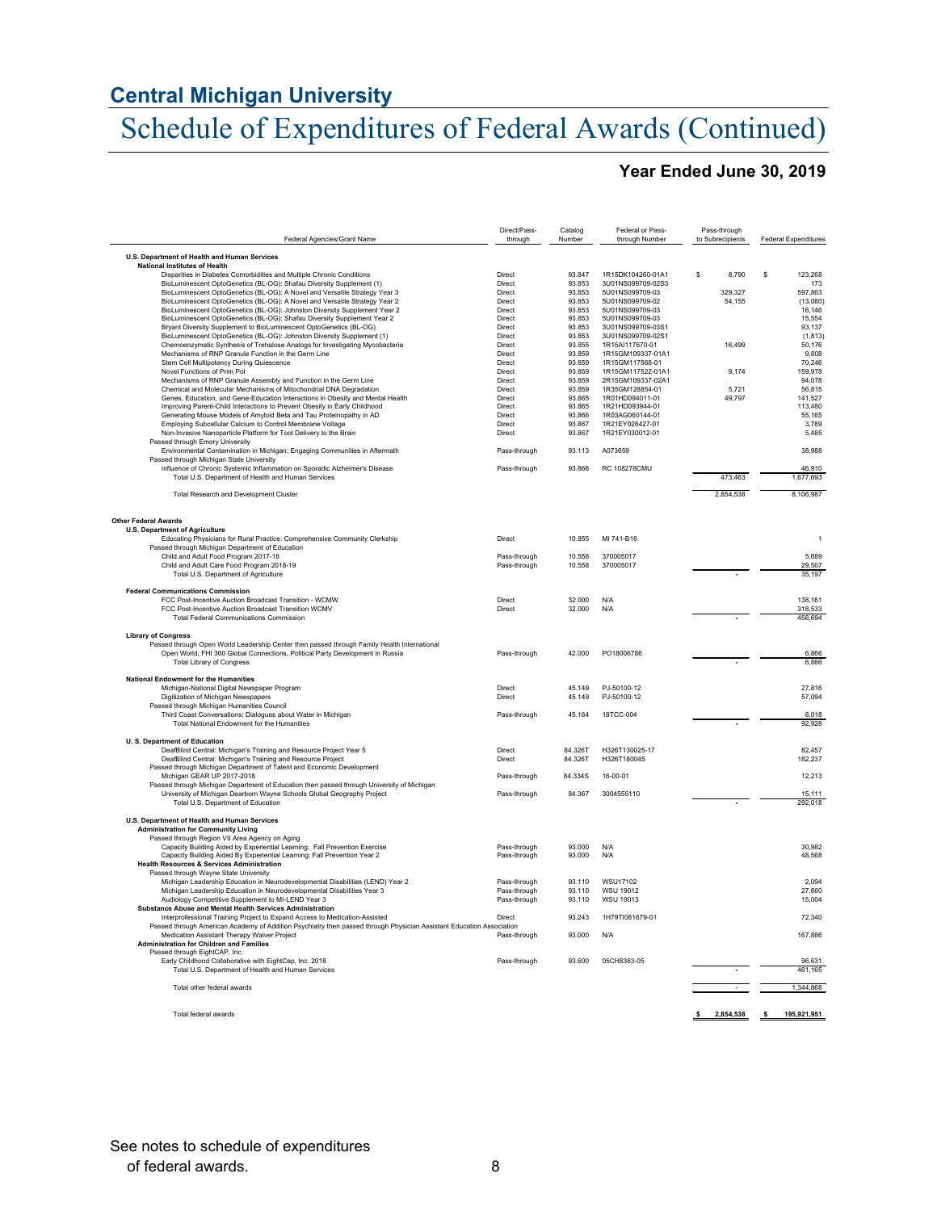## Central Michigan University

# Schedule of Expenditures of Federal Awards (Continued)

### Year Ended June 30, 2019

| Federal Agencies/Grant Name | Direct/Pass-through | Catalog Number | Federal or Pass-through Number | Pass-through to Subrecipients | Federal Expenditures |
|---|---|---|---|---|---|
| **U.S. Department of Health and Human Services** | | | | | |
| **National Institutes of Health** | | | | | |
| Disparities in Diabetes Comorbidities and Multiple Chronic Conditions | Direct | 93.847 | 1R15DK104260-01A1 | $ 8,790 | $ 123,268 |
| BioLuminescent OptoGenetics (BL-OG): Shafau Diversity Supplement (1) | Direct | 93.853 | 3U01NS099709-02S3 | | 173 |
| BioLuminescent OptoGenetics (BL-OG): A Novel and Versatile Strategy Year 3 | Direct | 93.853 | 5U01NS099709-03 | 329,327 | 597,863 |
| BioLuminescent OptoGenetics (BL-OG): A Novel and Versatile Strategy Year 2 | Direct | 93.853 | 5U01NS099709-02 | 54,155 | (13,080) |
| BioLuminescent OptoGenetics (BL-OG): Johnston Diversity Supplement Year 2 | Direct | 93.853 | 5U01NS099709-03 | | 16,146 |
| BioLuminescent OptoGenetics (BL-OG): Shafau Diversity Supplement Year 2 | Direct | 93.853 | 5U01NS099709-03 | | 15,554 |
| Bryant Diversity Supplement to BioLuminescent OptoGenetics (BL-OG) | Direct | 93.853 | 3U01NS099709-03S1 | | 93,137 |
| BioLuminescent OptoGenetics (BL-OG): Johnston Diversity Supplement (1) | Direct | 93.853 | 3U01NS099709-02S1 | | (1,813) |
| Chemoenzymatic Synthesis of Trehalose Analogs for Investigating Mycobacteria | Direct | 93.855 | 1R15AI117670-01 | 16,499 | 50,176 |
| Mechanisms of RNP Granule Function in the Germ Line | Direct | 93.859 | 1R15GM109337-01A1 | | 9,808 |
| Stem Cell Multipotency During Quiescence | Direct | 93.859 | 1R15GM117568-01 | | 70,246 |
| Novel Functions of Prim Pol | Direct | 93.859 | 1R15GM117522-01A1 | 9,174 | 159,978 |
| Mechanisms of RNP Granule Assembly and Function in the Germ Line | Direct | 93.859 | 2R15GM109337-02A1 | | 94,078 |
| Chemical and Molecular Mechanisms of Mitochondrial DNA Degradation | Direct | 93.859 | 1R35GM128854-01 | 5,721 | 56,815 |
| Genes, Education, and Gene-Education Interactions in Obesity and Mental Health | Direct | 93.865 | 1R01HD094011-01 | 49,797 | 141,527 |
| Improving Parent-Child Interactions to Prevent Obesity in Early Childhood | Direct | 93.865 | 1R21HD093944-01 | | 113,480 |
| Generating Mouse Models of Amyloid Beta and Tau Proteinopathy in AD | Direct | 93.866 | 1R03AG060144-01 | | 55,165 |
| Employing Subcellular Calcium to Control Membrane Voltage | Direct | 93.867 | 1R21EY026427-01 | | 3,789 |
| Non-Invasive Nanoparticle Platform for Tool Delivery to the Brain | Direct | 93.867 | 1R21EY030012-01 | | 5,485 |
| Passed through Emory University | | | | | |
| Environmental Contamination in Michigan: Engaging Communities in Aftermath | Pass-through | 93.113 | A073659 | | 38,988 |
| Passed through Michigan State University | | | | | |
| Influence of Chronic Systemic Inflammation on Sporadic Alzheimer's Disease | Pass-through | 93.866 | RC 108278CMU | | 46,910 |
| Total U.S. Department of Health and Human Services | | | | 473,463 | 1,677,693 |
| Total Research and Development Cluster | | | | 2,854,538 | 8,106,987 |
| **Other Federal Awards** | | | | | |
| **U.S. Department of Agriculture** | | | | | |
| Educating Physicians for Rural Practice: Comprehensive Community Clerkship | Direct | 10.855 | MI 741-B16 | | 1 |
| Passed through Michigan Department of Education | | | | | |
| Child and Adult Food Program 2017-18 | Pass-through | 10.558 | 370005017 | | 5,689 |
| Child and Adult Care Food Program 2018-19 | Pass-through | 10.558 | 370005017 | | 29,507 |
| Total U.S. Department of Agriculture | | | | - | 35,197 |
| **Federal Communications Commission** | | | | | |
| FCC Post-Incentive Auction Broadcast Transition - WCMW | Direct | 32.000 | N/A | | 138,161 |
| FCC Post-Incentive Auction Broadcast Transition WCMV | Direct | 32.000 | N/A | | 318,533 |
| Total Federal Communications Commission | | | | - | 456,694 |
| **Library of Congress** | | | | | |
| Passed through Open World Leadership Center then passed through Family Health International | | | | | |
| Open World, FHI 360 Global Connections, Political Party Development in Russia | Pass-through | 42.000 | PO18006786 | | 6,866 |
| Total Library of Congress | | | | - | 6,866 |
| **National Endowment for the Humanities** | | | | | |
| Michigan-National Digital Newspaper Program | Direct | 45.149 | PJ-50100-12 | | 27,816 |
| Digitization of Michigan Newspapers | Direct | 45.149 | PJ-50100-12 | | 57,094 |
| Passed through Michigan Humanities Council | | | | | |
| Third Coast Conversations: Dialogues about Water in Michigan | Pass-through | 45.164 | 18TCC-004 | | 8,018 |
| Total National Endowment for the Humanities | | | | - | 92,928 |
| **U. S. Department of Education** | | | | | |
| DeafBlind Central: Michigan's Training and Resource Project Year 5 | Direct | 84.326T | H326T130025-17 | | 82,457 |
| DeafBlind Central: Michigan's Training and Resource Project | Direct | 84.326T | H326T180045 | | 182,237 |
| Passed through Michigan Department of Talent and Economic Development | | | | | |
| Michigan GEAR UP 2017-2018 | Pass-through | 84.334S | 16-00-01 | | 12,213 |
| Passed through Michigan Department of Education then passed through University of Michigan | | | | | |
| University of Michigan Dearborn Wayne Schools Global Geography Project | Pass-through | 84.367 | 3004555110 | | 15,111 |
| Total U.S. Department of Education | | | | - | 292,018 |
| **U.S. Department of Health and Human Services** | | | | | |
| **Administration for Community Living** | | | | | |
| Passed through Region VII Area Agency on Aging | | | | | |
| Capacity Building Aided by Experiential Learning: Fall Prevention Exercise | Pass-through | 93.000 | N/A | | 30,982 |
| Capacity Building Aided By Experiential Learning: Fall Prevention Year 2 | Pass-through | 93.000 | N/A | | 48,568 |
| **Health Resources & Services Administration** | | | | | |
| Passed through Wayne State University | | | | | |
| Michigan Leadership Education in Neurodevelopmental Disabilities (LEND) Year 2 | Pass-through | 93.110 | WSU17102 | | 2,094 |
| Michigan Leadership Education in Neurodevelopmental Disabilities Year 3 | Pass-through | 93.110 | WSU 19012 | | 27,660 |
| Audiology Competitive Supplement to MI-LEND Year 3 | Pass-through | 93.110 | WSU 19013 | | 15,004 |
| **Substance Abuse and Mental Health Services Administration** | | | | | |
| Interprofessional Training Project to Expand Access to Medication-Assisted | Direct | 93.243 | 1H79TI081679-01 | | 72,340 |
| Passed through American Academy of Addition Psychiatry then passed through Physician Assistant Education Association | | | | | |
| Medication Assistant Therapy Waiver Project | Pass-through | 93.000 | N/A | | 167,886 |
| **Administration for Children and Families** | | | | | |
| Passed through EightCAP, Inc. | | | | | |
| Early Childhood Collaborative with EightCap, Inc. 2018 | Pass-through | 93.600 | 05CH8363-05 | | 96,631 |
| Total U.S. Department of Health and Human Services | | | | - | 461,165 |
| Total other federal awards | | | | - | 1,344,868 |
| Total federal awards | | | | $ 2,854,538 | $ 195,921,951 |

See notes to schedule of expenditures of federal awards.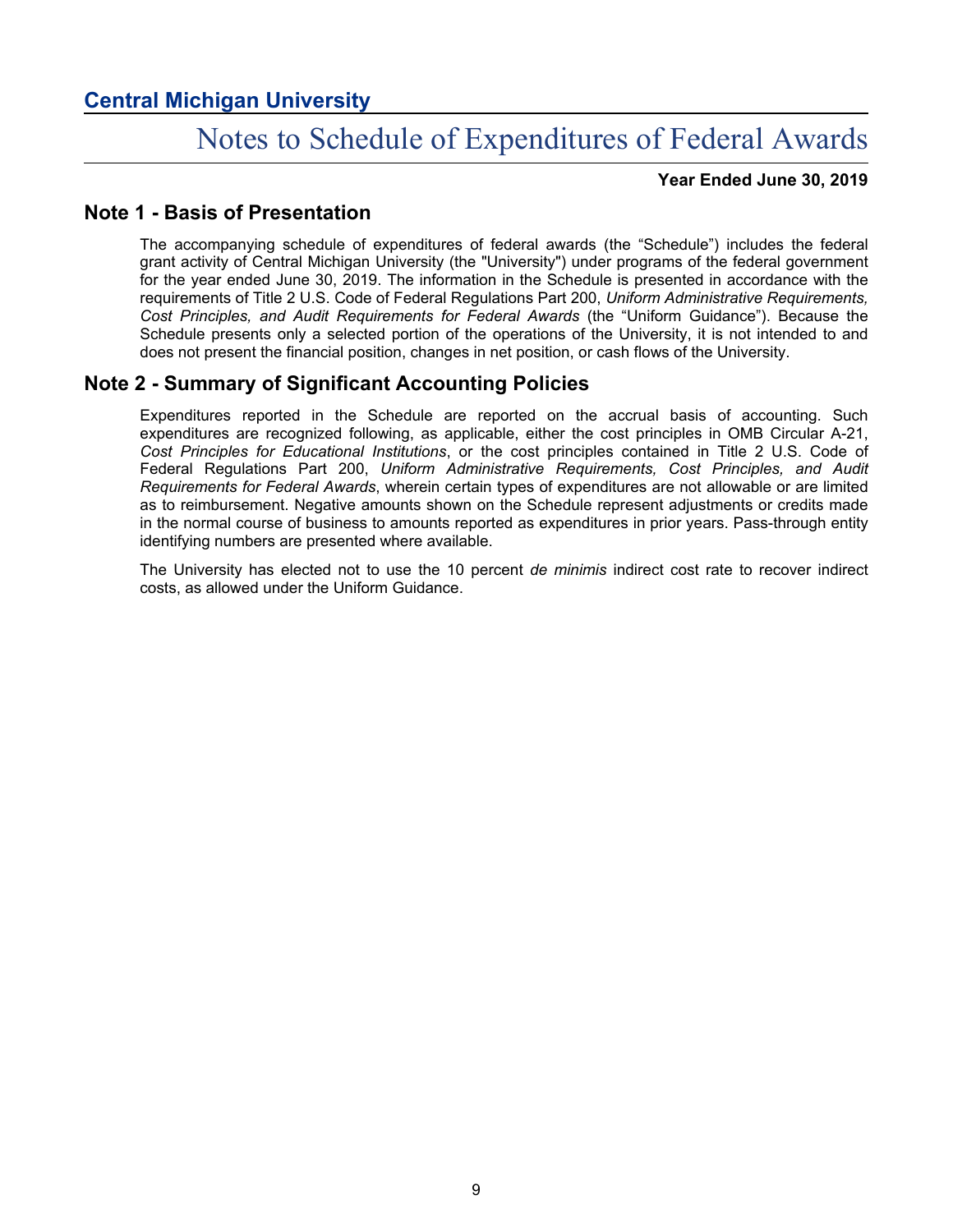# Central Michigan University

## Notes to Schedule of Expenditures of Federal Awards

**Year Ended June 30, 2019**

### Note 1 - Basis of Presentation

The accompanying schedule of expenditures of federal awards (the “Schedule”) includes the federal grant activity of Central Michigan University (the "University") under programs of the federal government for the year ended June 30, 2019. The information in the Schedule is presented in accordance with the requirements of Title 2 U.S. Code of Federal Regulations Part 200, *Uniform Administrative Requirements, Cost Principles, and Audit Requirements for Federal Awards* (the “Uniform Guidance”). Because the Schedule presents only a selected portion of the operations of the University, it is not intended to and does not present the financial position, changes in net position, or cash flows of the University.

### Note 2 - Summary of Significant Accounting Policies

Expenditures reported in the Schedule are reported on the accrual basis of accounting. Such expenditures are recognized following, as applicable, either the cost principles in OMB Circular A-21, *Cost Principles for Educational Institutions*, or the cost principles contained in Title 2 U.S. Code of Federal Regulations Part 200, *Uniform Administrative Requirements, Cost Principles, and Audit Requirements for Federal Awards*, wherein certain types of expenditures are not allowable or are limited as to reimbursement. Negative amounts shown on the Schedule represent adjustments or credits made in the normal course of business to amounts reported as expenditures in prior years. Pass-through entity identifying numbers are presented where available.

The University has elected not to use the 10 percent *de minimis* indirect cost rate to recover indirect costs, as allowed under the Uniform Guidance.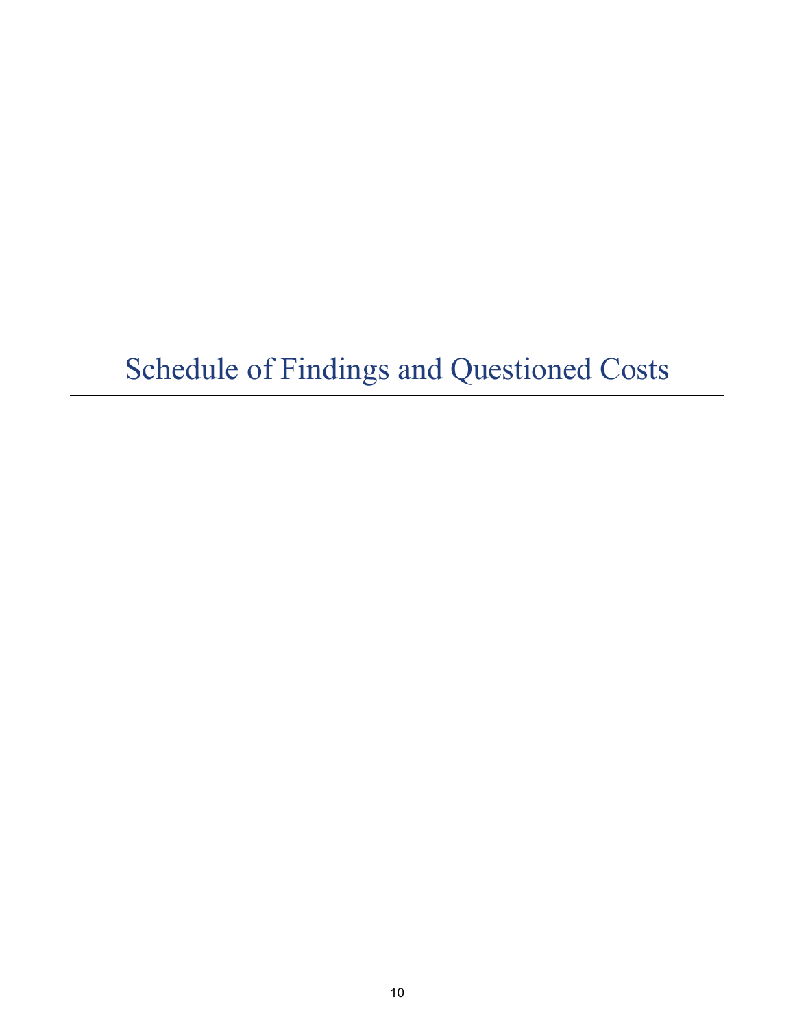# Schedule of Findings and Questioned Costs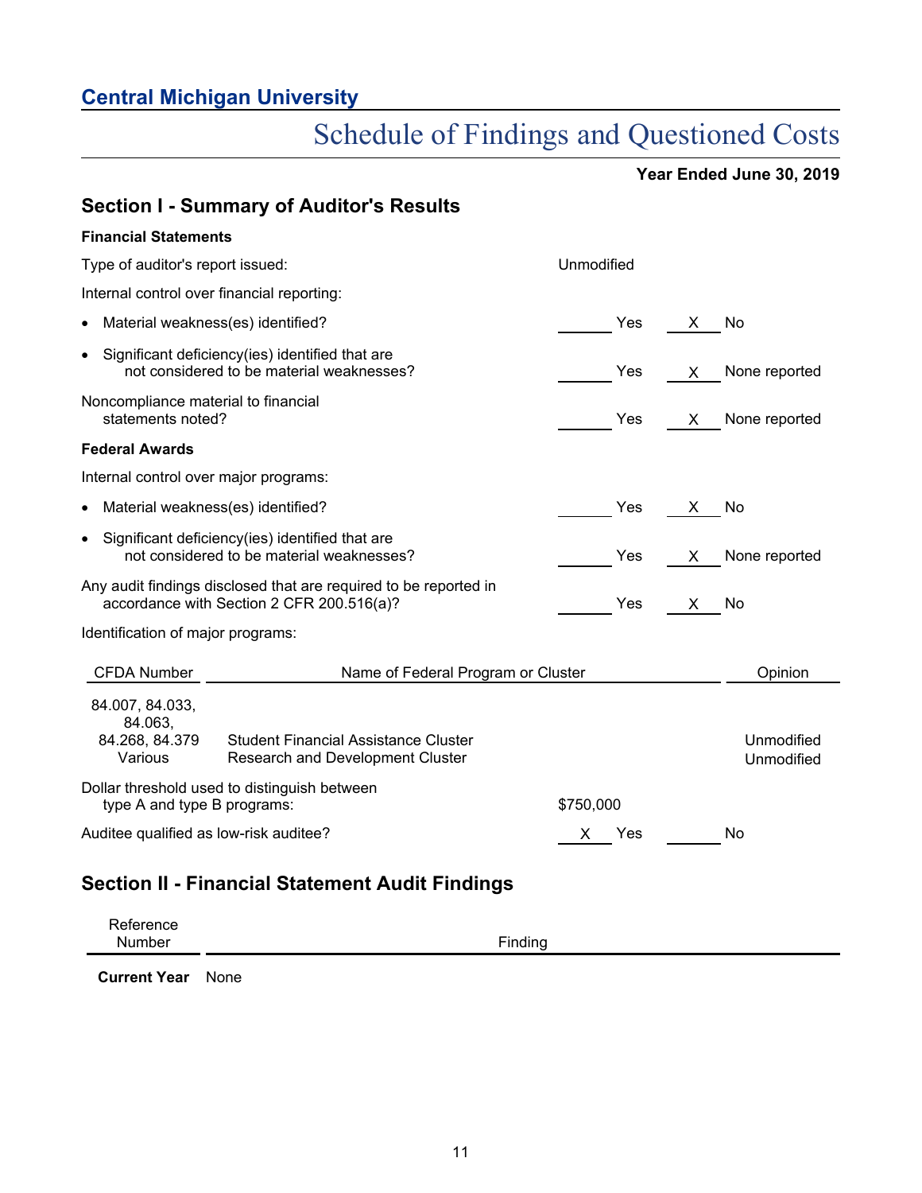## Central Michigan University

# Schedule of Findings and Questioned Costs

**Year Ended June 30, 2019**

## Section I - Summary of Auditor's Results

**Financial Statements**

Type of auditor's report issued: Unmodified

Internal control over financial reporting:

| | | |
|---|---|---|
| • Material weakness(es) identified? | ______ Yes | X No |
| • Significant deficiency(ies) identified that are not considered to be material weaknesses? | ______ Yes | X None reported |
| Noncompliance material to financial statements noted? | ______ Yes | X None reported |

**Federal Awards**

Internal control over major programs:

| | | |
|---|---|---|
| • Material weakness(es) identified? | ______ Yes | X No |
| • Significant deficiency(ies) identified that are not considered to be material weaknesses? | ______ Yes | X None reported |
| Any audit findings disclosed that are required to be reported in accordance with Section 2 CFR 200.516(a)? | ______ Yes | X No |

Identification of major programs:

| CFDA Number | Name of Federal Program or Cluster | Opinion |
|---|---|---|
| 84.007, 84.033, 84.063, 84.268, 84.379 | Student Financial Assistance Cluster | Unmodified |
| Various | Research and Development Cluster | Unmodified |

Dollar threshold used to distinguish between type A and type B programs: $750,000

| | | |
|---|---|---|
| Auditee qualified as low-risk auditee? | X Yes | ______ No |

## Section II - Financial Statement Audit Findings

| Reference Number | Finding |
|---|---|
| **Current Year** | None |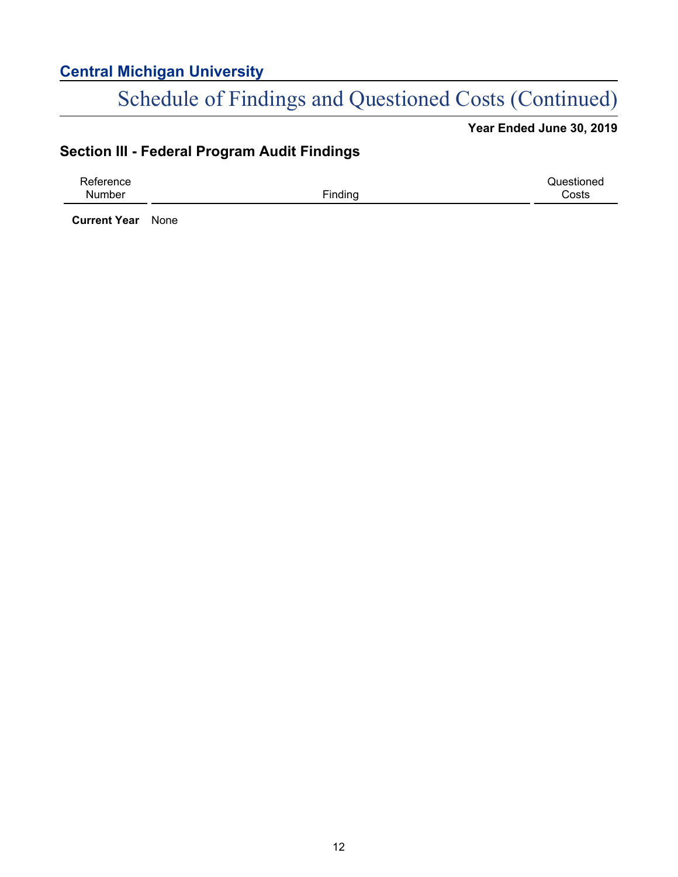## Central Michigan University

# Schedule of Findings and Questioned Costs (Continued)

**Year Ended June 30, 2019**

### Section III - Federal Program Audit Findings

| Reference Number | Finding | Questioned Costs |
|---|---|---|
| **Current Year** | None | |